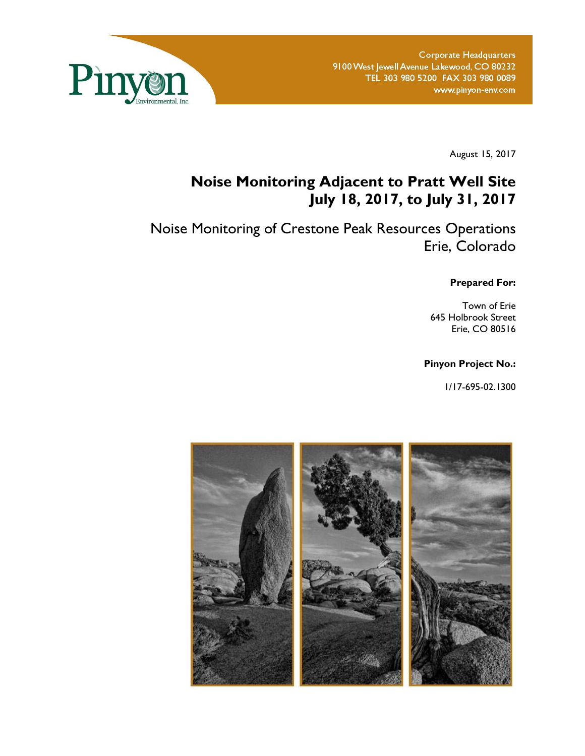Pinyon Environmental, Inc.

Corporate Headquarters
9100 West Jewell Avenue Lakewood, CO 80232
TEL 303 980 5200 FAX 303 980 0089
www.pinyon-env.com

August 15, 2017

# Noise Monitoring Adjacent to Pratt Well Site July 18, 2017, to July 31, 2017

## Noise Monitoring of Crestone Peak Resources Operations Erie, Colorado

**Prepared For:**

Town of Erie
645 Holbrook Street
Erie, CO 80516

**Pinyon Project No.:**

1/17-695-02.1300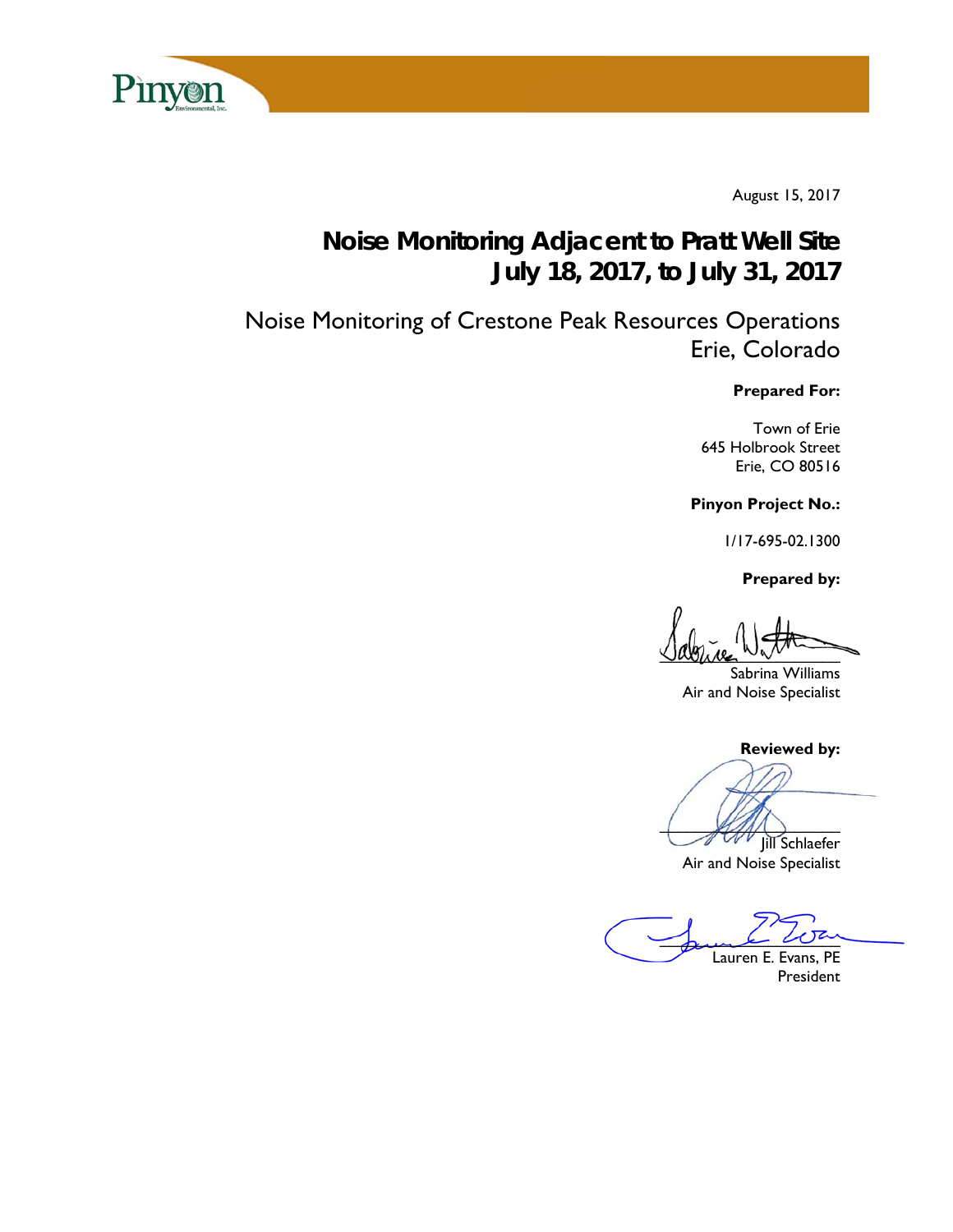August 15, 2017

# Noise Monitoring Adjacent to Pratt Well Site
# July 18, 2017, to July 31, 2017

## Noise Monitoring of Crestone Peak Resources Operations
## Erie, Colorado

**Prepared For:**

Town of Erie
645 Holbrook Street
Erie, CO 80516

**Pinyon Project No.:**

1/17-695-02.1300

**Prepared by:**

Sabrina Williams
Air and Noise Specialist

**Reviewed by:**

Jill Schlaefer
Air and Noise Specialist

Lauren E. Evans, PE
President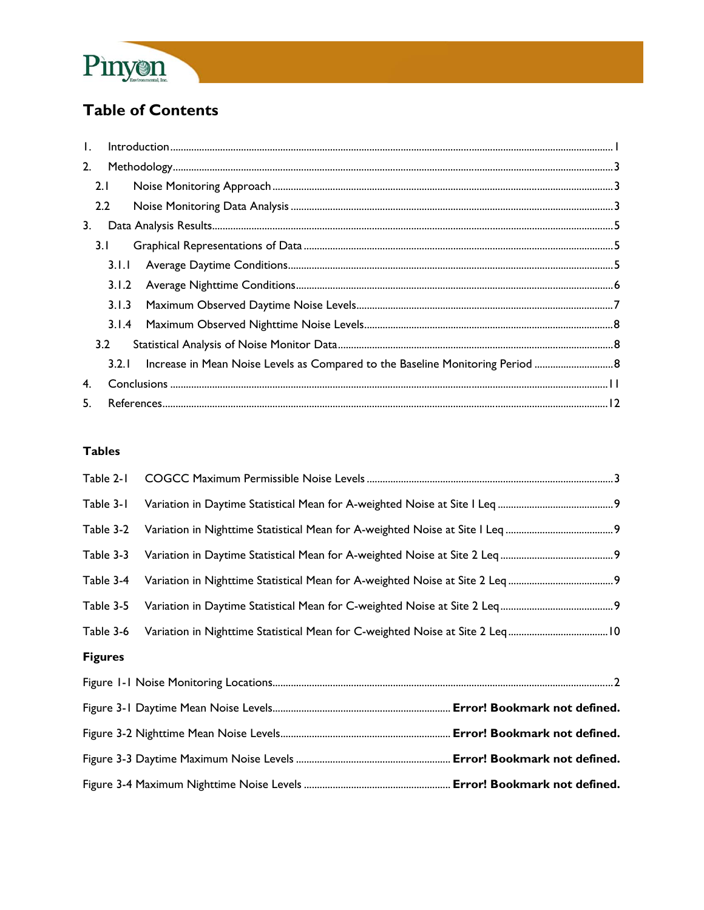# Table of Contents

1. Introduction ....................................................................................................................................................... 1
2. Methodology ...................................................................................................................................................... 3
   - 2.1 Noise Monitoring Approach ................................................................................................................ 3
   - 2.2 Noise Monitoring Data Analysis .......................................................................................................... 3
3. Data Analysis Results ....................................................................................................................................... 5
   - 3.1 Graphical Representations of Data ..................................................................................................... 5
     - 3.1.1 Average Daytime Conditions .......................................................................................................... 5
     - 3.1.2 Average Nighttime Conditions ........................................................................................................ 6
     - 3.1.3 Maximum Observed Daytime Noise Levels ................................................................................. 7
     - 3.1.4 Maximum Observed Nighttime Noise Levels ............................................................................. 8
   - 3.2 Statistical Analysis of Noise Monitor Data ........................................................................................ 8
     - 3.2.1 Increase in Mean Noise Levels as Compared to the Baseline Monitoring Period .............................. 8
4. Conclusions ..................................................................................................................................................... 11
5. References ....................................................................................................................................................... 12

## Tables

Table 2-1 COGCC Maximum Permissible Noise Levels ............................................................................................. 3

Table 3-1 Variation in Daytime Statistical Mean for A-weighted Noise at Site 1 Leq ............................................ 9

Table 3-2 Variation in Nighttime Statistical Mean for A-weighted Noise at Site 1 Leq ......................................... 9

Table 3-3 Variation in Daytime Statistical Mean for A-weighted Noise at Site 2 Leq ............................................ 9

Table 3-4 Variation in Nighttime Statistical Mean for A-weighted Noise at Site 2 Leq ......................................... 9

Table 3-5 Variation in Daytime Statistical Mean for C-weighted Noise at Site 2 Leq ............................................ 9

Table 3-6 Variation in Nighttime Statistical Mean for C-weighted Noise at Site 2 Leq ....................................... 10

## Figures

Figure 1-1 Noise Monitoring Locations ................................................................................................................. 2

Figure 3-1 Daytime Mean Noise Levels .................................................................... **Error! Bookmark not defined.**

Figure 3-2 Nighttime Mean Noise Levels ................................................................. **Error! Bookmark not defined.**

Figure 3-3 Daytime Maximum Noise Levels ............................................................ **Error! Bookmark not defined.**

Figure 3-4 Maximum Nighttime Noise Levels ......................................................... **Error! Bookmark not defined.**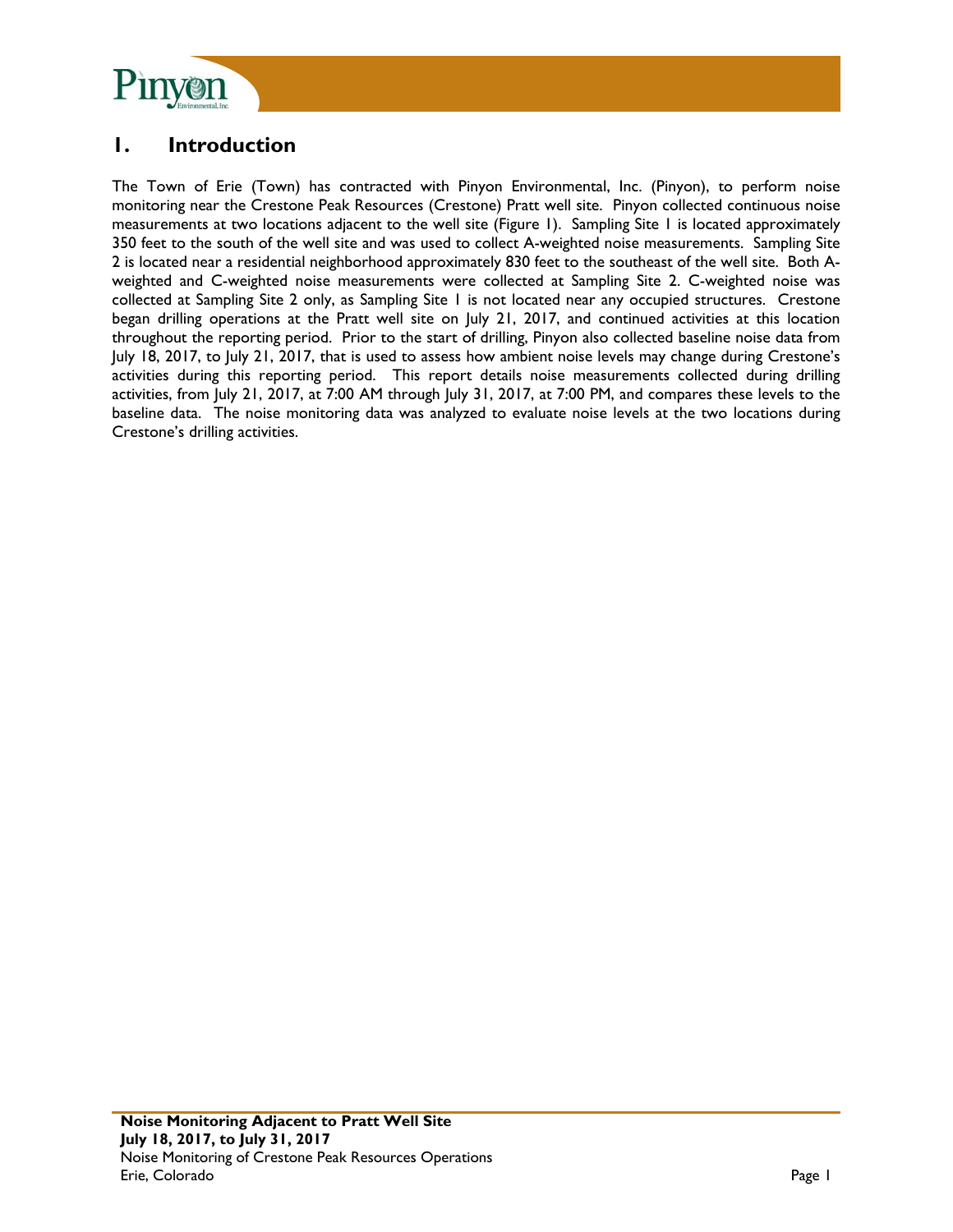# 1. Introduction

The Town of Erie (Town) has contracted with Pinyon Environmental, Inc. (Pinyon), to perform noise monitoring near the Crestone Peak Resources (Crestone) Pratt well site. Pinyon collected continuous noise measurements at two locations adjacent to the well site (Figure 1). Sampling Site 1 is located approximately 350 feet to the south of the well site and was used to collect A-weighted noise measurements. Sampling Site 2 is located near a residential neighborhood approximately 830 feet to the southeast of the well site. Both A-weighted and C-weighted noise measurements were collected at Sampling Site 2. C-weighted noise was collected at Sampling Site 2 only, as Sampling Site 1 is not located near any occupied structures. Crestone began drilling operations at the Pratt well site on July 21, 2017, and continued activities at this location throughout the reporting period. Prior to the start of drilling, Pinyon also collected baseline noise data from July 18, 2017, to July 21, 2017, that is used to assess how ambient noise levels may change during Crestone's activities during this reporting period. This report details noise measurements collected during drilling activities, from July 21, 2017, at 7:00 AM through July 31, 2017, at 7:00 PM, and compares these levels to the baseline data. The noise monitoring data was analyzed to evaluate noise levels at the two locations during Crestone's drilling activities.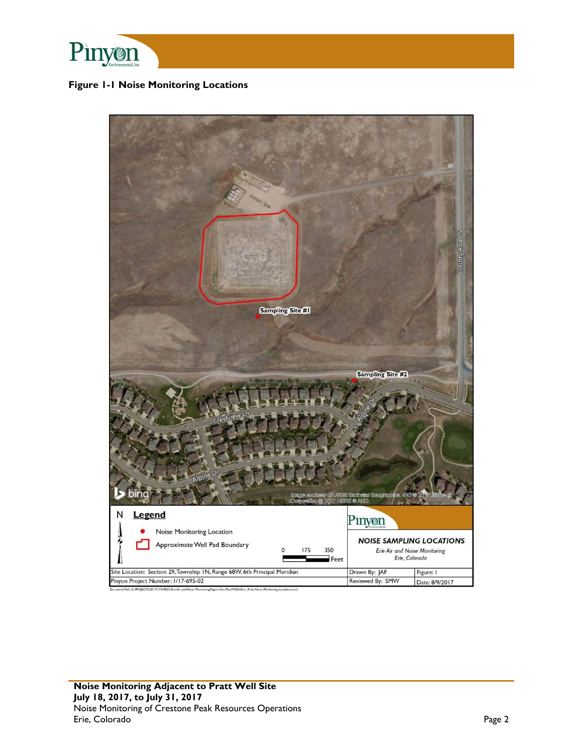**Figure 1-1 Noise Monitoring Locations**

Sampling Site #1

Sampling Site #2

County Road 5

Crestview Ln

Alpine Dr

Alpine Dr

Image courtesy of USGS Earthstar Geographics SIO © 2017 Microsoft Corporation © 2017 HERE © AND

N

**Legend**

- Noise Monitoring Location
- Approximate Well Pad Boundary

0 175 350 Feet

*NOISE SAMPLING LOCATIONS*

*Erie Air and Noise Monitoring*

*Erie, Colorado*

| | | |
|---|---|---|
| Site Location: Section 29, Township 1N, Range 68W, 6th Principal Meridian | Drawn By: JAF | Figure: 1 |
| Pinyon Project Number: 1/17-695-02 | Reviewed By: SMW | Date: 8/9/2017 |

Document Path: Z:\PROJECTS\2017\1769502 Erie Air and Noise Monitoring\Figures\ArcMap\MXDs\Erie_Pratt Noise Monitoring Locations.mxd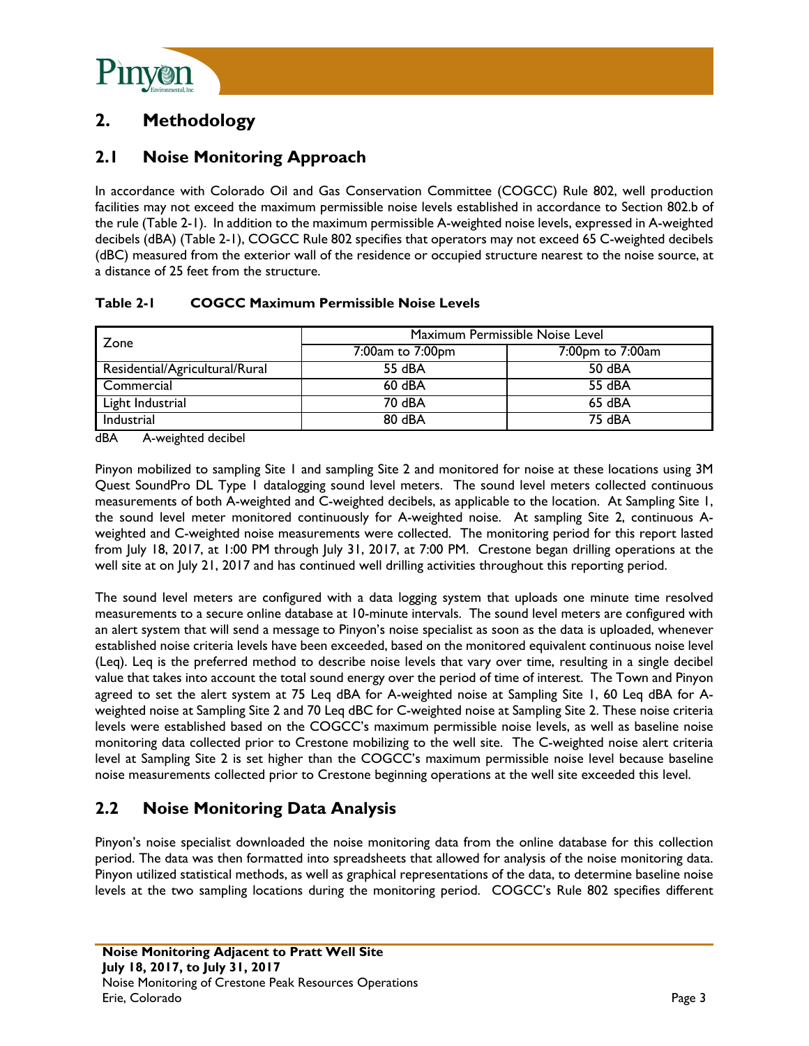# 2. Methodology

## 2.1 Noise Monitoring Approach

In accordance with Colorado Oil and Gas Conservation Committee (COGCC) Rule 802, well production facilities may not exceed the maximum permissible noise levels established in accordance to Section 802.b of the rule (Table 2-1). In addition to the maximum permissible A-weighted noise levels, expressed in A-weighted decibels (dBA) (Table 2-1), COGCC Rule 802 specifies that operators may not exceed 65 C-weighted decibels (dBC) measured from the exterior wall of the residence or occupied structure nearest to the noise source, at a distance of 25 feet from the structure.

**Table 2-1 COGCC Maximum Permissible Noise Levels**

| Zone | Maximum Permissible Noise Level | |
|---|---|---|
| | 7:00am to 7:00pm | 7:00pm to 7:00am |
| Residential/Agricultural/Rural | 55 dBA | 50 dBA |
| Commercial | 60 dBA | 55 dBA |
| Light Industrial | 70 dBA | 65 dBA |
| Industrial | 80 dBA | 75 dBA |

dBA A-weighted decibel

Pinyon mobilized to sampling Site 1 and sampling Site 2 and monitored for noise at these locations using 3M Quest SoundPro DL Type 1 datalogging sound level meters. The sound level meters collected continuous measurements of both A-weighted and C-weighted decibels, as applicable to the location. At Sampling Site 1, the sound level meter monitored continuously for A-weighted noise. At sampling Site 2, continuous A-weighted and C-weighted noise measurements were collected. The monitoring period for this report lasted from July 18, 2017, at 1:00 PM through July 31, 2017, at 7:00 PM. Crestone began drilling operations at the well site at on July 21, 2017 and has continued well drilling activities throughout this reporting period.

The sound level meters are configured with a data logging system that uploads one minute time resolved measurements to a secure online database at 10-minute intervals. The sound level meters are configured with an alert system that will send a message to Pinyon's noise specialist as soon as the data is uploaded, whenever established noise criteria levels have been exceeded, based on the monitored equivalent continuous noise level (Leq). Leq is the preferred method to describe noise levels that vary over time, resulting in a single decibel value that takes into account the total sound energy over the period of time of interest. The Town and Pinyon agreed to set the alert system at 75 Leq dBA for A-weighted noise at Sampling Site 1, 60 Leq dBA for A-weighted noise at Sampling Site 2 and 70 Leq dBC for C-weighted noise at Sampling Site 2. These noise criteria levels were established based on the COGCC's maximum permissible noise levels, as well as baseline noise monitoring data collected prior to Crestone mobilizing to the well site. The C-weighted noise alert criteria level at Sampling Site 2 is set higher than the COGCC's maximum permissible noise level because baseline noise measurements collected prior to Crestone beginning operations at the well site exceeded this level.

## 2.2 Noise Monitoring Data Analysis

Pinyon's noise specialist downloaded the noise monitoring data from the online database for this collection period. The data was then formatted into spreadsheets that allowed for analysis of the noise monitoring data. Pinyon utilized statistical methods, as well as graphical representations of the data, to determine baseline noise levels at the two sampling locations during the monitoring period. COGCC's Rule 802 specifies different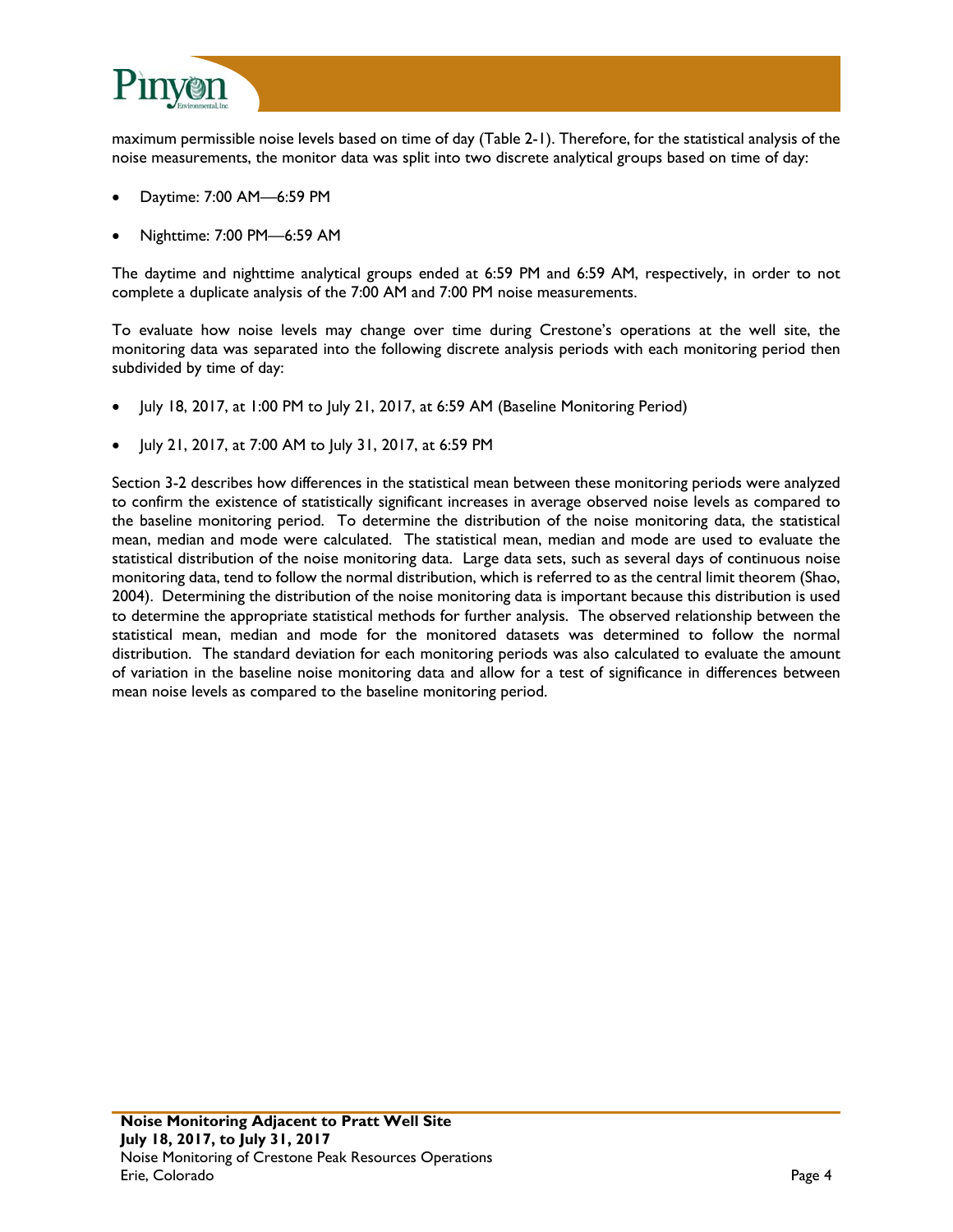maximum permissible noise levels based on time of day (Table 2-1). Therefore, for the statistical analysis of the noise measurements, the monitor data was split into two discrete analytical groups based on time of day:

- Daytime: 7:00 AM—6:59 PM
- Nighttime: 7:00 PM—6:59 AM

The daytime and nighttime analytical groups ended at 6:59 PM and 6:59 AM, respectively, in order to not complete a duplicate analysis of the 7:00 AM and 7:00 PM noise measurements.

To evaluate how noise levels may change over time during Crestone's operations at the well site, the monitoring data was separated into the following discrete analysis periods with each monitoring period then subdivided by time of day:

- July 18, 2017, at 1:00 PM to July 21, 2017, at 6:59 AM (Baseline Monitoring Period)
- July 21, 2017, at 7:00 AM to July 31, 2017, at 6:59 PM

Section 3-2 describes how differences in the statistical mean between these monitoring periods were analyzed to confirm the existence of statistically significant increases in average observed noise levels as compared to the baseline monitoring period. To determine the distribution of the noise monitoring data, the statistical mean, median and mode were calculated. The statistical mean, median and mode are used to evaluate the statistical distribution of the noise monitoring data. Large data sets, such as several days of continuous noise monitoring data, tend to follow the normal distribution, which is referred to as the central limit theorem (Shao, 2004). Determining the distribution of the noise monitoring data is important because this distribution is used to determine the appropriate statistical methods for further analysis. The observed relationship between the statistical mean, median and mode for the monitored datasets was determined to follow the normal distribution. The standard deviation for each monitoring periods was also calculated to evaluate the amount of variation in the baseline noise monitoring data and allow for a test of significance in differences between mean noise levels as compared to the baseline monitoring period.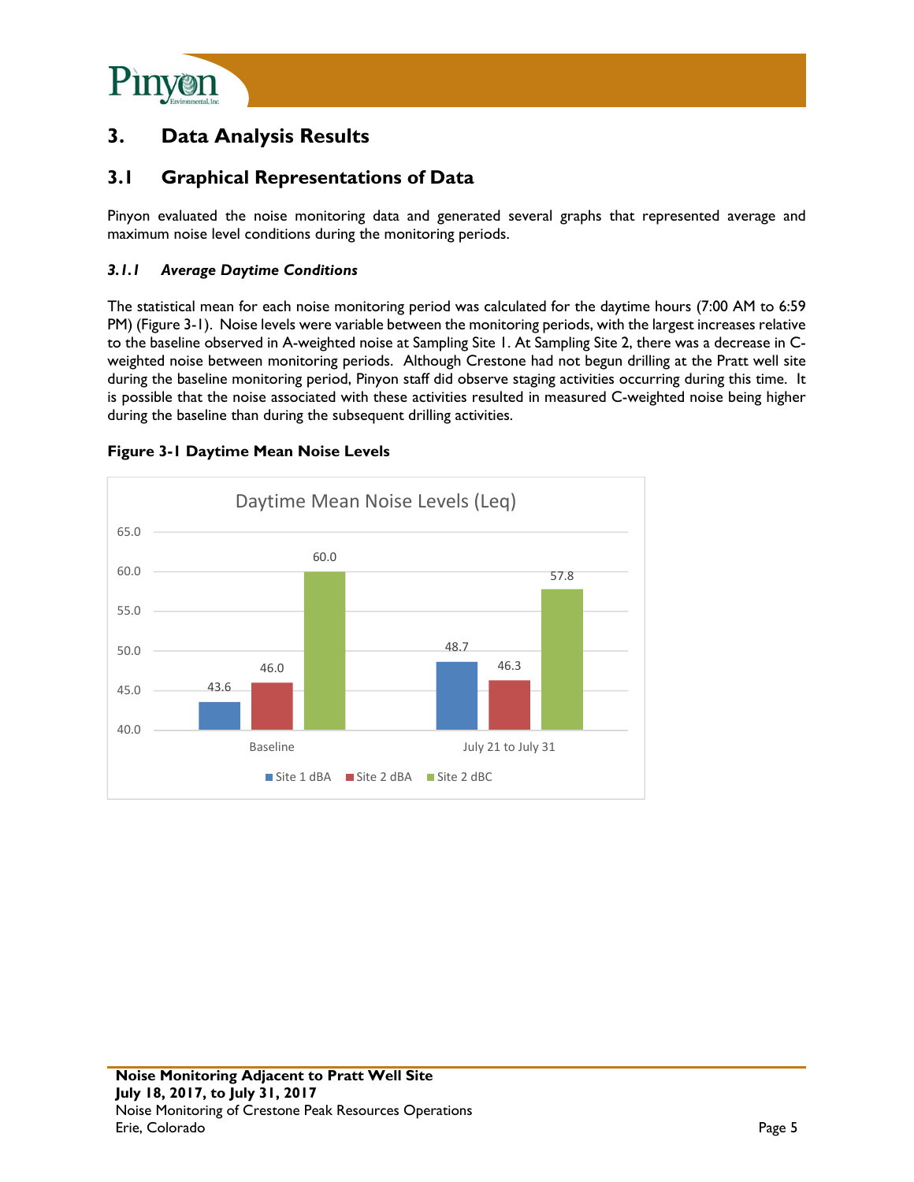# 3. Data Analysis Results

## 3.1 Graphical Representations of Data

Pinyon evaluated the noise monitoring data and generated several graphs that represented average and maximum noise level conditions during the monitoring periods.

### *3.1.1 Average Daytime Conditions*

The statistical mean for each noise monitoring period was calculated for the daytime hours (7:00 AM to 6:59 PM) (Figure 3-1). Noise levels were variable between the monitoring periods, with the largest increases relative to the baseline observed in A-weighted noise at Sampling Site 1. At Sampling Site 2, there was a decrease in C-weighted noise between monitoring periods. Although Crestone had not begun drilling at the Pratt well site during the baseline monitoring period, Pinyon staff did observe staging activities occurring during this time. It is possible that the noise associated with these activities resulted in measured C-weighted noise being higher during the baseline than during the subsequent drilling activities.

**Figure 3-1 Daytime Mean Noise Levels**

Daytime Mean Noise Levels (Leq)

| Period | Site 1 dBA | Site 2 dBA | Site 2 dBC |
|---|---|---|---|
| Baseline | 43.6 | 46.0 | 60.0 |
| July 21 to July 31 | 48.7 | 46.3 | 57.8 |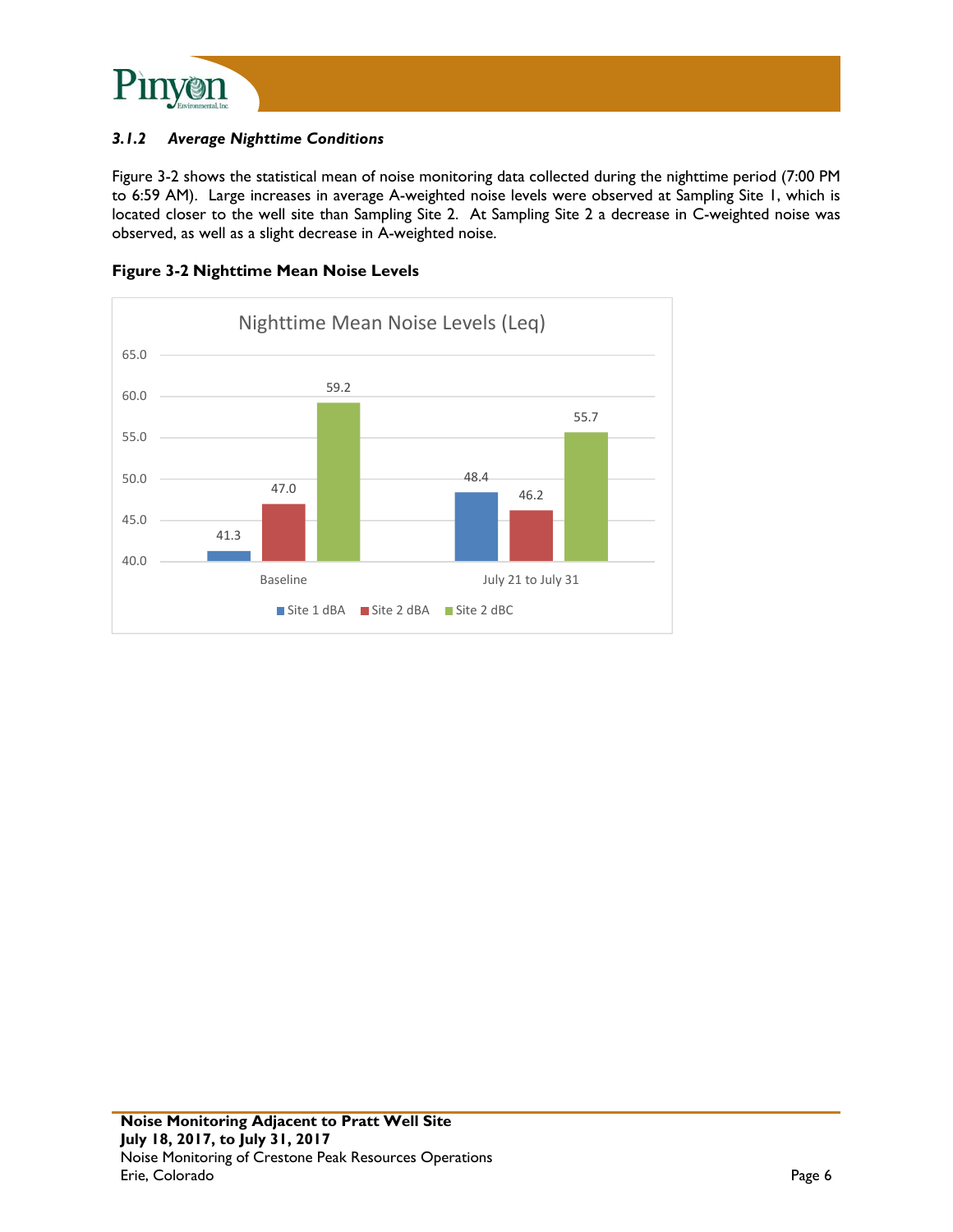### 3.1.2 *Average Nighttime Conditions*

Figure 3-2 shows the statistical mean of noise monitoring data collected during the nighttime period (7:00 PM to 6:59 AM). Large increases in average A-weighted noise levels were observed at Sampling Site 1, which is located closer to the well site than Sampling Site 2. At Sampling Site 2 a decrease in C-weighted noise was observed, as well as a slight decrease in A-weighted noise.

**Figure 3-2 Nighttime Mean Noise Levels**

Nighttime Mean Noise Levels (Leq)

| | Site 1 dBA | Site 2 dBA | Site 2 dBC |
|---|---|---|---|
| Baseline | 41.3 | 47.0 | 59.2 |
| July 21 to July 31 | 48.4 | 46.2 | 55.7 |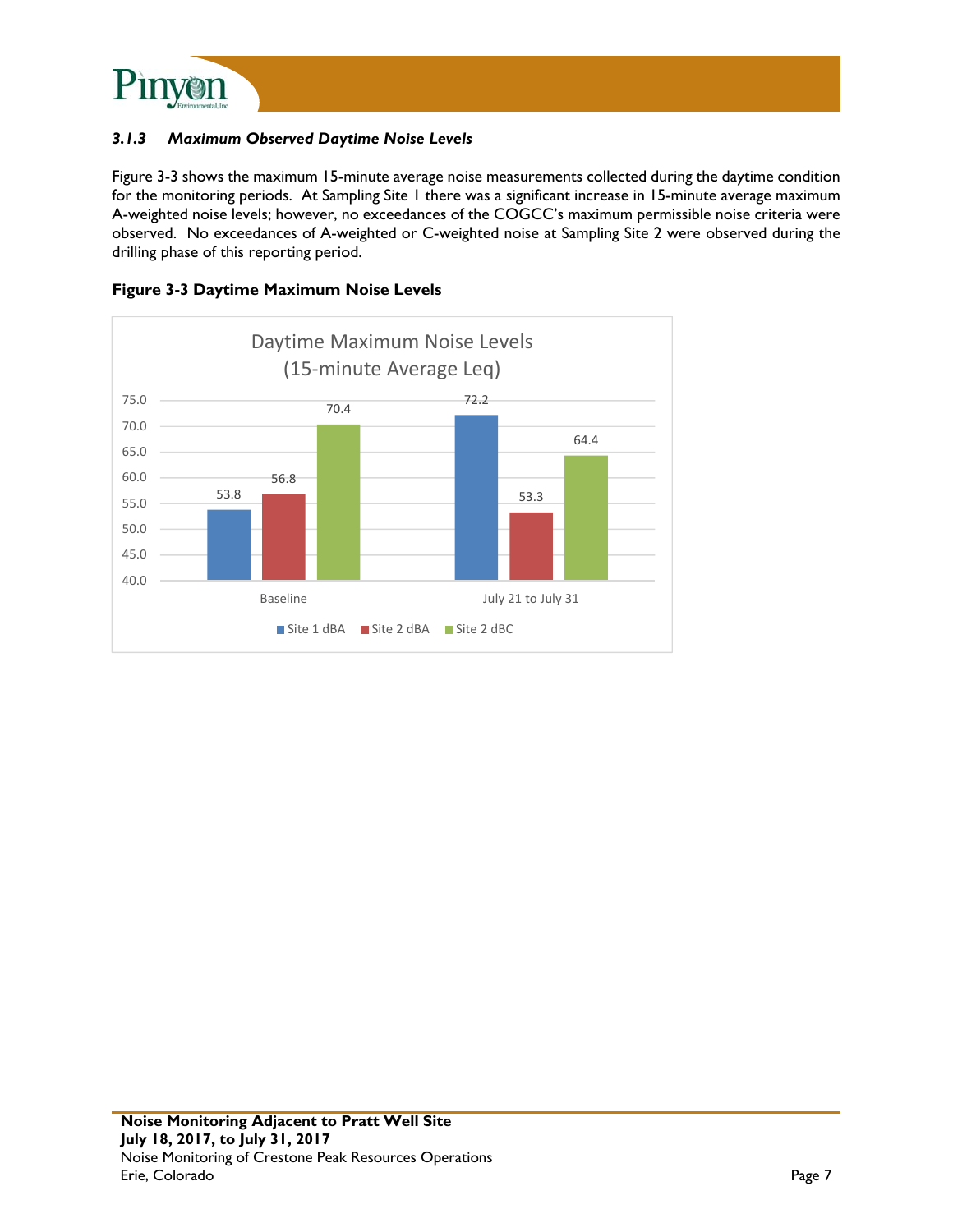### *3.1.3 Maximum Observed Daytime Noise Levels*

Figure 3-3 shows the maximum 15-minute average noise measurements collected during the daytime condition for the monitoring periods. At Sampling Site 1 there was a significant increase in 15-minute average maximum A-weighted noise levels; however, no exceedances of the COGCC's maximum permissible noise criteria were observed. No exceedances of A-weighted or C-weighted noise at Sampling Site 2 were observed during the drilling phase of this reporting period.

**Figure 3-3 Daytime Maximum Noise Levels**

Daytime Maximum Noise Levels (15-minute Average Leq)

| | Site 1 dBA | Site 2 dBA | Site 2 dBC |
|---|---|---|---|
| Baseline | 53.8 | 56.8 | 70.4 |
| July 21 to July 31 | 72.2 | 53.3 | 64.4 |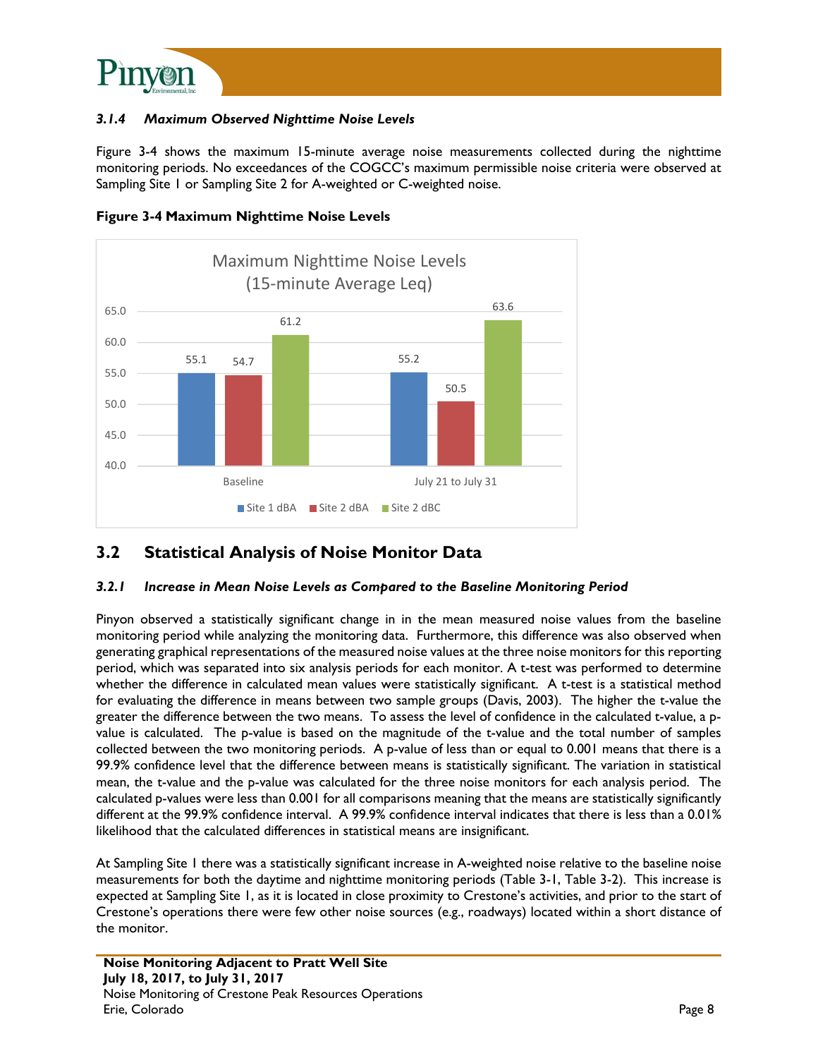### *3.1.4 Maximum Observed Nighttime Noise Levels*

Figure 3-4 shows the maximum 15-minute average noise measurements collected during the nighttime monitoring periods. No exceedances of the COGCC's maximum permissible noise criteria were observed at Sampling Site 1 or Sampling Site 2 for A-weighted or C-weighted noise.

**Figure 3-4 Maximum Nighttime Noise Levels**

Maximum Nighttime Noise Levels (15-minute Average Leq)

| | Site 1 dBA | Site 2 dBA | Site 2 dBC |
|---|---|---|---|
| Baseline | 55.1 | 54.7 | 61.2 |
| July 21 to July 31 | 55.2 | 50.5 | 63.6 |

## 3.2 Statistical Analysis of Noise Monitor Data

### *3.2.1 Increase in Mean Noise Levels as Compared to the Baseline Monitoring Period*

Pinyon observed a statistically significant change in in the mean measured noise values from the baseline monitoring period while analyzing the monitoring data. Furthermore, this difference was also observed when generating graphical representations of the measured noise values at the three noise monitors for this reporting period, which was separated into six analysis periods for each monitor. A t-test was performed to determine whether the difference in calculated mean values were statistically significant. A t-test is a statistical method for evaluating the difference in means between two sample groups (Davis, 2003). The higher the t-value the greater the difference between the two means. To assess the level of confidence in the calculated t-value, a p-value is calculated. The p-value is based on the magnitude of the t-value and the total number of samples collected between the two monitoring periods. A p-value of less than or equal to 0.001 means that there is a 99.9% confidence level that the difference between means is statistically significant. The variation in statistical mean, the t-value and the p-value was calculated for the three noise monitors for each analysis period. The calculated p-values were less than 0.001 for all comparisons meaning that the means are statistically significantly different at the 99.9% confidence interval. A 99.9% confidence interval indicates that there is less than a 0.01% likelihood that the calculated differences in statistical means are insignificant.

At Sampling Site 1 there was a statistically significant increase in A-weighted noise relative to the baseline noise measurements for both the daytime and nighttime monitoring periods (Table 3-1, Table 3-2). This increase is expected at Sampling Site 1, as it is located in close proximity to Crestone's activities, and prior to the start of Crestone's operations there were few other noise sources (e.g., roadways) located within a short distance of the monitor.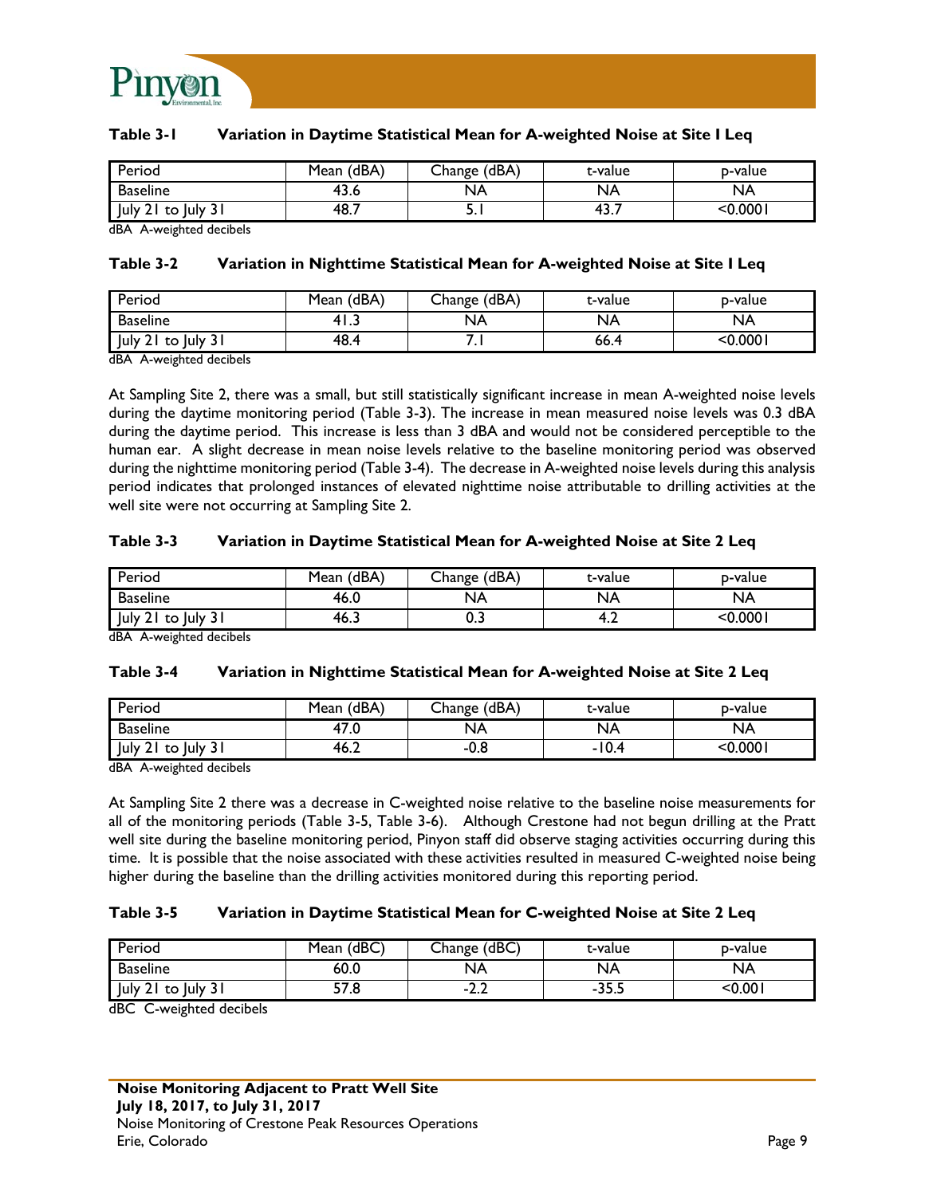**Table 3-1 Variation in Daytime Statistical Mean for A-weighted Noise at Site 1 Leq**

| Period | Mean (dBA) | Change (dBA) | t-value | p-value |
|---|---|---|---|---|
| Baseline | 43.6 | NA | NA | NA |
| July 21 to July 31 | 48.7 | 5.1 | 43.7 | <0.0001 |

dBA A-weighted decibels

**Table 3-2 Variation in Nighttime Statistical Mean for A-weighted Noise at Site 1 Leq**

| Period | Mean (dBA) | Change (dBA) | t-value | p-value |
|---|---|---|---|---|
| Baseline | 41.3 | NA | NA | NA |
| July 21 to July 31 | 48.4 | 7.1 | 66.4 | <0.0001 |

dBA A-weighted decibels

At Sampling Site 2, there was a small, but still statistically significant increase in mean A-weighted noise levels during the daytime monitoring period (Table 3-3). The increase in mean measured noise levels was 0.3 dBA during the daytime period. This increase is less than 3 dBA and would not be considered perceptible to the human ear. A slight decrease in mean noise levels relative to the baseline monitoring period was observed during the nighttime monitoring period (Table 3-4). The decrease in A-weighted noise levels during this analysis period indicates that prolonged instances of elevated nighttime noise attributable to drilling activities at the well site were not occurring at Sampling Site 2.

**Table 3-3 Variation in Daytime Statistical Mean for A-weighted Noise at Site 2 Leq**

| Period | Mean (dBA) | Change (dBA) | t-value | p-value |
|---|---|---|---|---|
| Baseline | 46.0 | NA | NA | NA |
| July 21 to July 31 | 46.3 | 0.3 | 4.2 | <0.0001 |

dBA A-weighted decibels

**Table 3-4 Variation in Nighttime Statistical Mean for A-weighted Noise at Site 2 Leq**

| Period | Mean (dBA) | Change (dBA) | t-value | p-value |
|---|---|---|---|---|
| Baseline | 47.0 | NA | NA | NA |
| July 21 to July 31 | 46.2 | -0.8 | -10.4 | <0.0001 |

dBA A-weighted decibels

At Sampling Site 2 there was a decrease in C-weighted noise relative to the baseline noise measurements for all of the monitoring periods (Table 3-5, Table 3-6). Although Crestone had not begun drilling at the Pratt well site during the baseline monitoring period, Pinyon staff did observe staging activities occurring during this time. It is possible that the noise associated with these activities resulted in measured C-weighted noise being higher during the baseline than the drilling activities monitored during this reporting period.

**Table 3-5 Variation in Daytime Statistical Mean for C-weighted Noise at Site 2 Leq**

| Period | Mean (dBC) | Change (dBC) | t-value | p-value |
|---|---|---|---|---|
| Baseline | 60.0 | NA | NA | NA |
| July 21 to July 31 | 57.8 | -2.2 | -35.5 | <0.001 |

dBC C-weighted decibels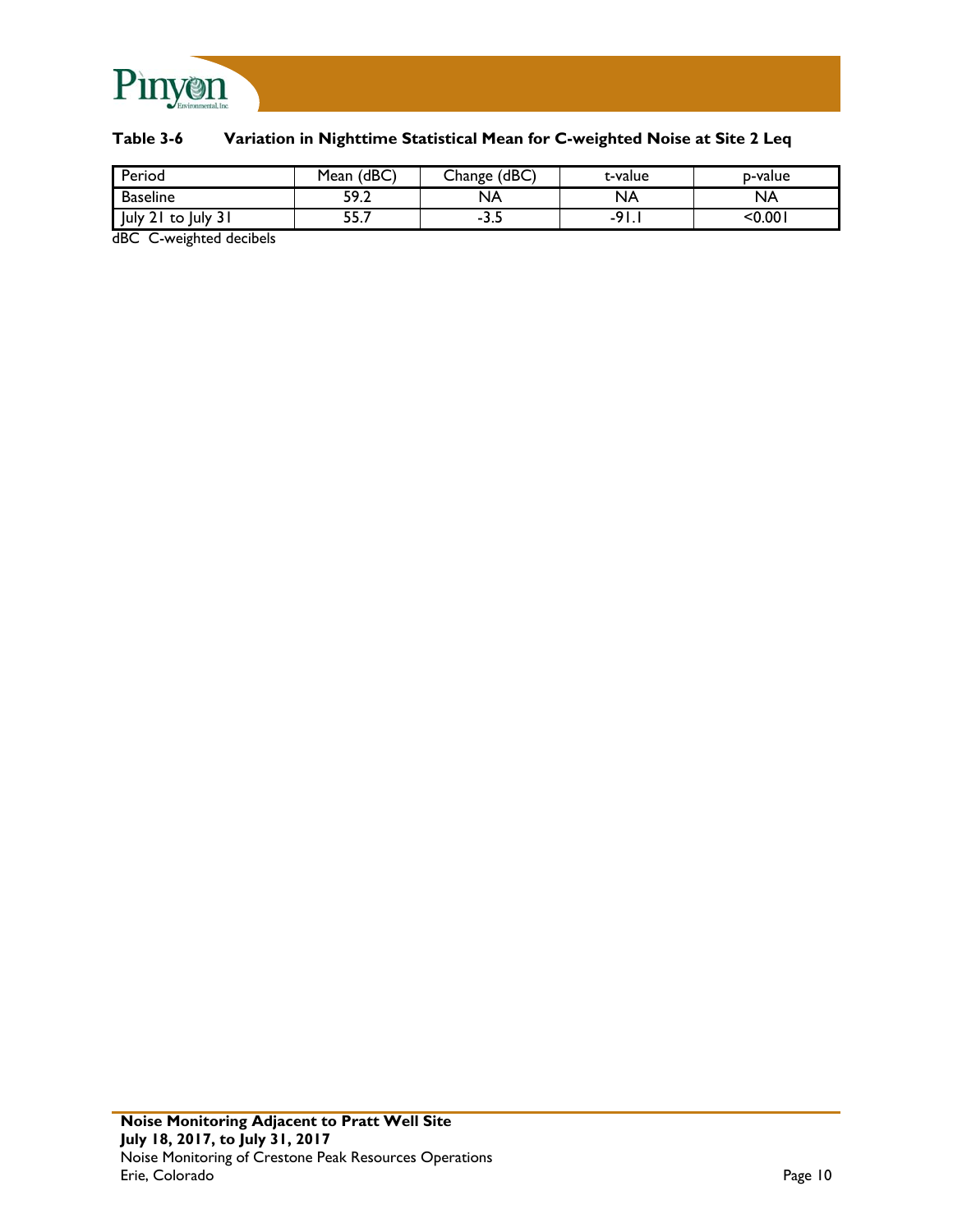**Table 3-6 Variation in Nighttime Statistical Mean for C-weighted Noise at Site 2 Leq**

| Period | Mean (dBC) | Change (dBC) | t-value | p-value |
|---|---|---|---|---|
| Baseline | 59.2 | NA | NA | NA |
| July 21 to July 31 | 55.7 | -3.5 | -91.1 | <0.001 |

dBC C-weighted decibels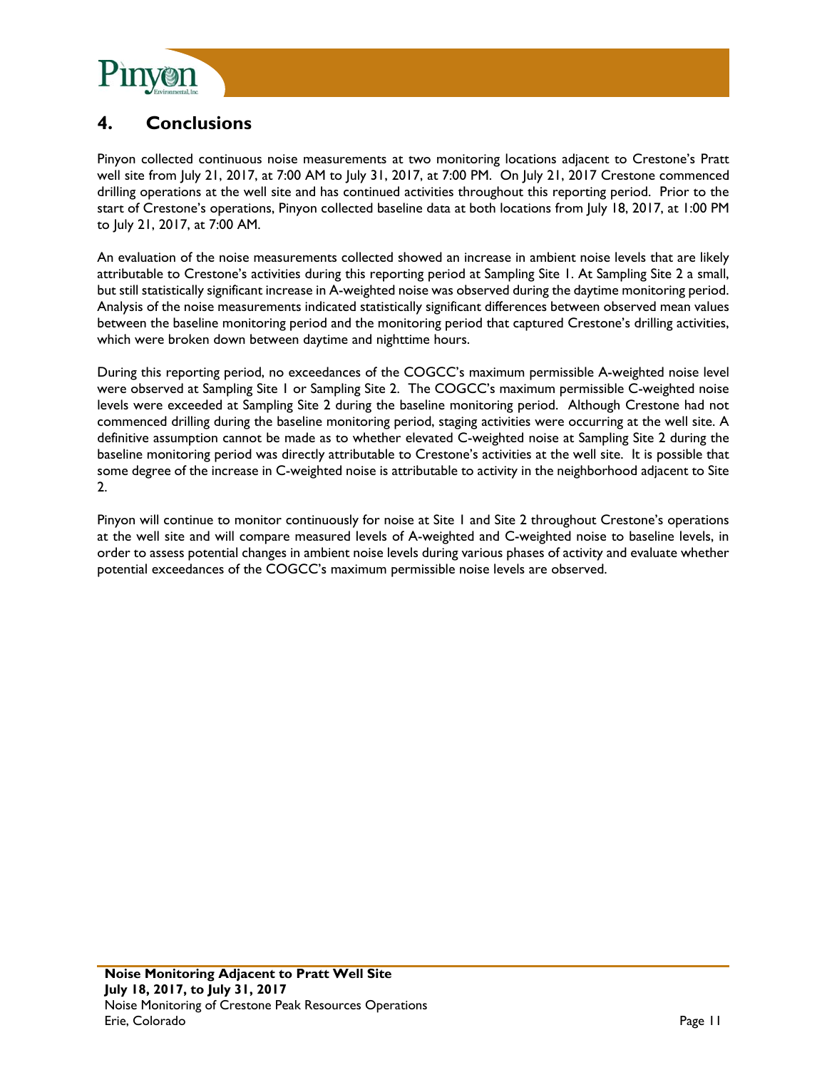## 4. Conclusions

Pinyon collected continuous noise measurements at two monitoring locations adjacent to Crestone's Pratt well site from July 21, 2017, at 7:00 AM to July 31, 2017, at 7:00 PM. On July 21, 2017 Crestone commenced drilling operations at the well site and has continued activities throughout this reporting period. Prior to the start of Crestone's operations, Pinyon collected baseline data at both locations from July 18, 2017, at 1:00 PM to July 21, 2017, at 7:00 AM.

An evaluation of the noise measurements collected showed an increase in ambient noise levels that are likely attributable to Crestone's activities during this reporting period at Sampling Site 1. At Sampling Site 2 a small, but still statistically significant increase in A-weighted noise was observed during the daytime monitoring period. Analysis of the noise measurements indicated statistically significant differences between observed mean values between the baseline monitoring period and the monitoring period that captured Crestone's drilling activities, which were broken down between daytime and nighttime hours.

During this reporting period, no exceedances of the COGCC's maximum permissible A-weighted noise level were observed at Sampling Site 1 or Sampling Site 2. The COGCC's maximum permissible C-weighted noise levels were exceeded at Sampling Site 2 during the baseline monitoring period. Although Crestone had not commenced drilling during the baseline monitoring period, staging activities were occurring at the well site. A definitive assumption cannot be made as to whether elevated C-weighted noise at Sampling Site 2 during the baseline monitoring period was directly attributable to Crestone's activities at the well site. It is possible that some degree of the increase in C-weighted noise is attributable to activity in the neighborhood adjacent to Site 2.

Pinyon will continue to monitor continuously for noise at Site 1 and Site 2 throughout Crestone's operations at the well site and will compare measured levels of A-weighted and C-weighted noise to baseline levels, in order to assess potential changes in ambient noise levels during various phases of activity and evaluate whether potential exceedances of the COGCC's maximum permissible noise levels are observed.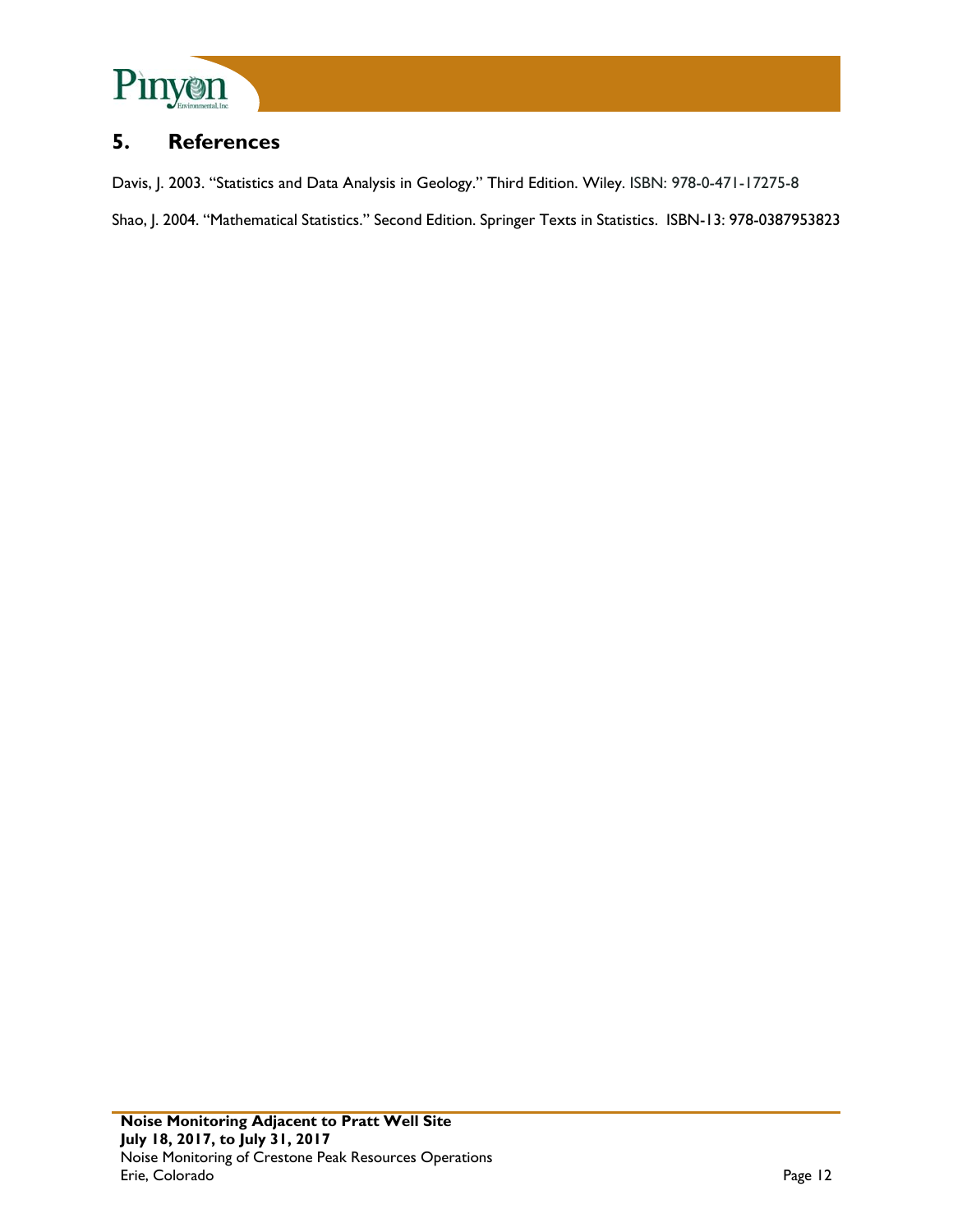## 5. References

Davis, J. 2003. "Statistics and Data Analysis in Geology." Third Edition. Wiley. ISBN: 978-0-471-17275-8

Shao, J. 2004. "Mathematical Statistics." Second Edition. Springer Texts in Statistics. ISBN-13: 978-0387953823